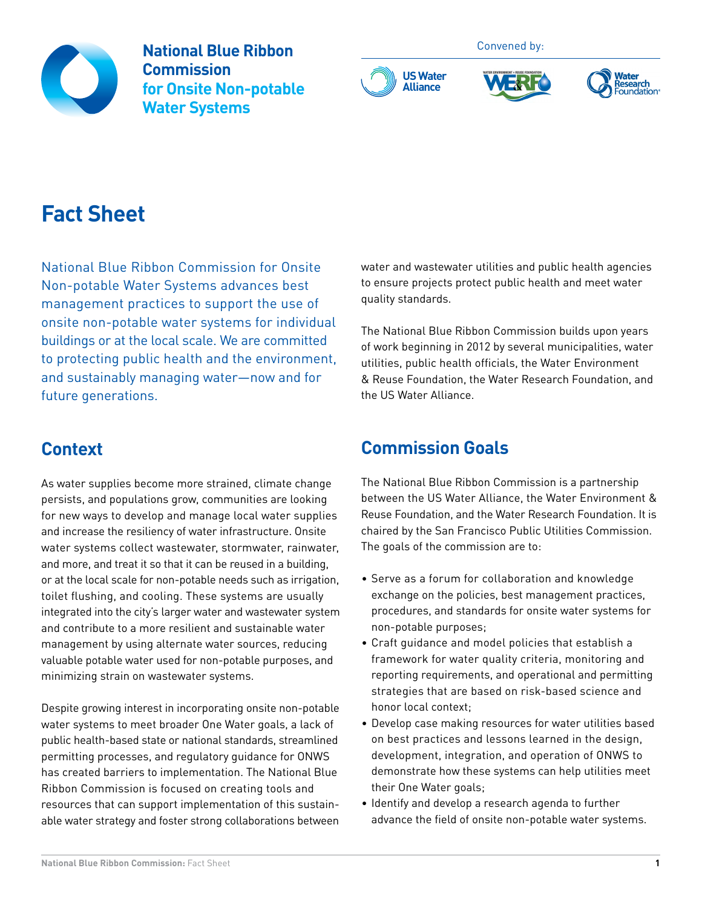# National Blue Ribbon Commission for Onsite Non-potable Water Systems

Convened by: US Water Alliance, Water Environment & Reuse Foundation, Water Research Foundation

# Fact Sheet

National Blue Ribbon Commission for Onsite Non-potable Water Systems advances best management practices to support the use of onsite non-potable water systems for individual buildings or at the local scale. We are committed to protecting public health and the environment, and sustainably managing water—now and for future generations.

## Context

As water supplies become more strained, climate change persists, and populations grow, communities are looking for new ways to develop and manage local water supplies and increase the resiliency of water infrastructure. Onsite water systems collect wastewater, stormwater, rainwater, and more, and treat it so that it can be reused in a building, or at the local scale for non-potable needs such as irrigation, toilet flushing, and cooling. These systems are usually integrated into the city's larger water and wastewater system and contribute to a more resilient and sustainable water management by using alternate water sources, reducing valuable potable water used for non-potable purposes, and minimizing strain on wastewater systems.

Despite growing interest in incorporating onsite non-potable water systems to meet broader One Water goals, a lack of public health-based state or national standards, streamlined permitting processes, and regulatory guidance for ONWS has created barriers to implementation. The National Blue Ribbon Commission is focused on creating tools and resources that can support implementation of this sustainable water strategy and foster strong collaborations between water and wastewater utilities and public health agencies to ensure projects protect public health and meet water quality standards.

The National Blue Ribbon Commission builds upon years of work beginning in 2012 by several municipalities, water utilities, public health officials, the Water Environment & Reuse Foundation, the Water Research Foundation, and the US Water Alliance.

## Commission Goals

The National Blue Ribbon Commission is a partnership between the US Water Alliance, the Water Environment & Reuse Foundation, and the Water Research Foundation. It is chaired by the San Francisco Public Utilities Commission. The goals of the commission are to:

- Serve as a forum for collaboration and knowledge exchange on the policies, best management practices, procedures, and standards for onsite water systems for non-potable purposes;
- Craft guidance and model policies that establish a framework for water quality criteria, monitoring and reporting requirements, and operational and permitting strategies that are based on risk-based science and honor local context;
- Develop case making resources for water utilities based on best practices and lessons learned in the design, development, integration, and operation of ONWS to demonstrate how these systems can help utilities meet their One Water goals;
- Identify and develop a research agenda to further advance the field of onsite non-potable water systems.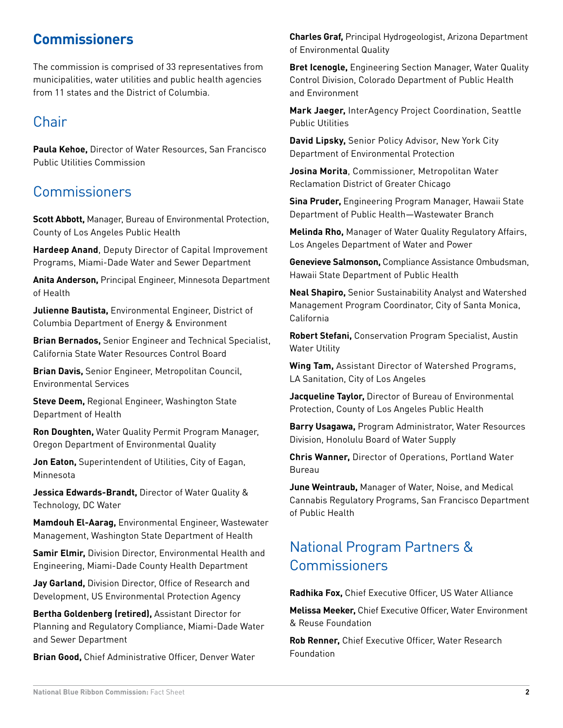# Commissioners

The commission is comprised of 33 representatives from municipalities, water utilities and public health agencies from 11 states and the District of Columbia.

## Chair

**Paula Kehoe,** Director of Water Resources, San Francisco Public Utilities Commission

## Commissioners

**Scott Abbott,** Manager, Bureau of Environmental Protection, County of Los Angeles Public Health

**Hardeep Anand**, Deputy Director of Capital Improvement Programs, Miami-Dade Water and Sewer Department

**Anita Anderson,** Principal Engineer, Minnesota Department of Health

**Julienne Bautista,** Environmental Engineer, District of Columbia Department of Energy & Environment

**Brian Bernados,** Senior Engineer and Technical Specialist, California State Water Resources Control Board

**Brian Davis,** Senior Engineer, Metropolitan Council, Environmental Services

**Steve Deem,** Regional Engineer, Washington State Department of Health

**Ron Doughten,** Water Quality Permit Program Manager, Oregon Department of Environmental Quality

**Jon Eaton,** Superintendent of Utilities, City of Eagan, Minnesota

**Jessica Edwards-Brandt,** Director of Water Quality & Technology, DC Water

**Mamdouh El-Aarag,** Environmental Engineer, Wastewater Management, Washington State Department of Health

**Samir Elmir,** Division Director, Environmental Health and Engineering, Miami-Dade County Health Department

**Jay Garland,** Division Director, Office of Research and Development, US Environmental Protection Agency

**Bertha Goldenberg (retired),** Assistant Director for Planning and Regulatory Compliance, Miami-Dade Water and Sewer Department

**Brian Good,** Chief Administrative Officer, Denver Water

**Charles Graf,** Principal Hydrogeologist, Arizona Department of Environmental Quality

**Bret Icenogle,** Engineering Section Manager, Water Quality Control Division, Colorado Department of Public Health and Environment

**Mark Jaeger,** InterAgency Project Coordination, Seattle Public Utilities

**David Lipsky,** Senior Policy Advisor, New York City Department of Environmental Protection

**Josina Morita**, Commissioner, Metropolitan Water Reclamation District of Greater Chicago

**Sina Pruder,** Engineering Program Manager, Hawaii State Department of Public Health—Wastewater Branch

**Melinda Rho,** Manager of Water Quality Regulatory Affairs, Los Angeles Department of Water and Power

**Genevieve Salmonson,** Compliance Assistance Ombudsman, Hawaii State Department of Public Health

**Neal Shapiro,** Senior Sustainability Analyst and Watershed Management Program Coordinator, City of Santa Monica, California

**Robert Stefani,** Conservation Program Specialist, Austin Water Utility

**Wing Tam,** Assistant Director of Watershed Programs, LA Sanitation, City of Los Angeles

**Jacqueline Taylor,** Director of Bureau of Environmental Protection, County of Los Angeles Public Health

**Barry Usagawa,** Program Administrator, Water Resources Division, Honolulu Board of Water Supply

**Chris Wanner,** Director of Operations, Portland Water Bureau

**June Weintraub,** Manager of Water, Noise, and Medical Cannabis Regulatory Programs, San Francisco Department of Public Health

## National Program Partners & Commissioners

**Radhika Fox,** Chief Executive Officer, US Water Alliance

**Melissa Meeker,** Chief Executive Officer, Water Environment & Reuse Foundation

**Rob Renner,** Chief Executive Officer, Water Research Foundation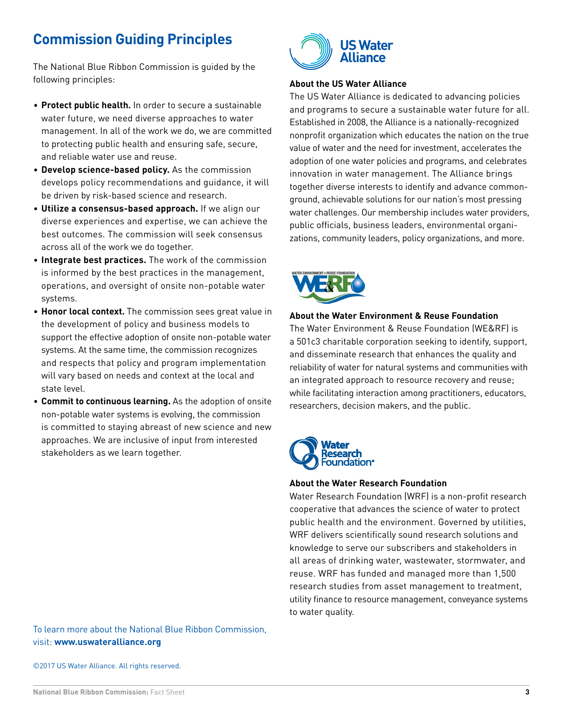## Commission Guiding Principles

The National Blue Ribbon Commission is guided by the following principles:

- **Protect public health.** In order to secure a sustainable water future, we need diverse approaches to water management. In all of the work we do, we are committed to protecting public health and ensuring safe, secure, and reliable water use and reuse.
- **Develop science-based policy.** As the commission develops policy recommendations and guidance, it will be driven by risk-based science and research.
- **Utilize a consensus-based approach.** If we align our diverse experiences and expertise, we can achieve the best outcomes. The commission will seek consensus across all of the work we do together.
- **Integrate best practices.** The work of the commission is informed by the best practices in the management, operations, and oversight of onsite non-potable water systems.
- **Honor local context.** The commission sees great value in the development of policy and business models to support the effective adoption of onsite non-potable water systems. At the same time, the commission recognizes and respects that policy and program implementation will vary based on needs and context at the local and state level.
- **Commit to continuous learning.** As the adoption of onsite non-potable water systems is evolving, the commission is committed to staying abreast of new science and new approaches. We are inclusive of input from interested stakeholders as we learn together.

To learn more about the National Blue Ribbon Commission, visit: **www.uswateralliance.org**

©2017 US Water Alliance. All rights reserved.

**About the US Water Alliance**

The US Water Alliance is dedicated to advancing policies and programs to secure a sustainable water future for all. Established in 2008, the Alliance is a nationally-recognized nonprofit organization which educates the nation on the true value of water and the need for investment, accelerates the adoption of one water policies and programs, and celebrates innovation in water management. The Alliance brings together diverse interests to identify and advance common-ground, achievable solutions for our nation's most pressing water challenges. Our membership includes water providers, public officials, business leaders, environmental organizations, community leaders, policy organizations, and more.

**About the Water Environment & Reuse Foundation**

The Water Environment & Reuse Foundation (WE&RF) is a 501c3 charitable corporation seeking to identify, support, and disseminate research that enhances the quality and reliability of water for natural systems and communities with an integrated approach to resource recovery and reuse; while facilitating interaction among practitioners, educators, researchers, decision makers, and the public.

**About the Water Research Foundation**

Water Research Foundation (WRF) is a non-profit research cooperative that advances the science of water to protect public health and the environment. Governed by utilities, WRF delivers scientifically sound research solutions and knowledge to serve our subscribers and stakeholders in all areas of drinking water, wastewater, stormwater, and reuse. WRF has funded and managed more than 1,500 research studies from asset management to treatment, utility finance to resource management, conveyance systems to water quality.